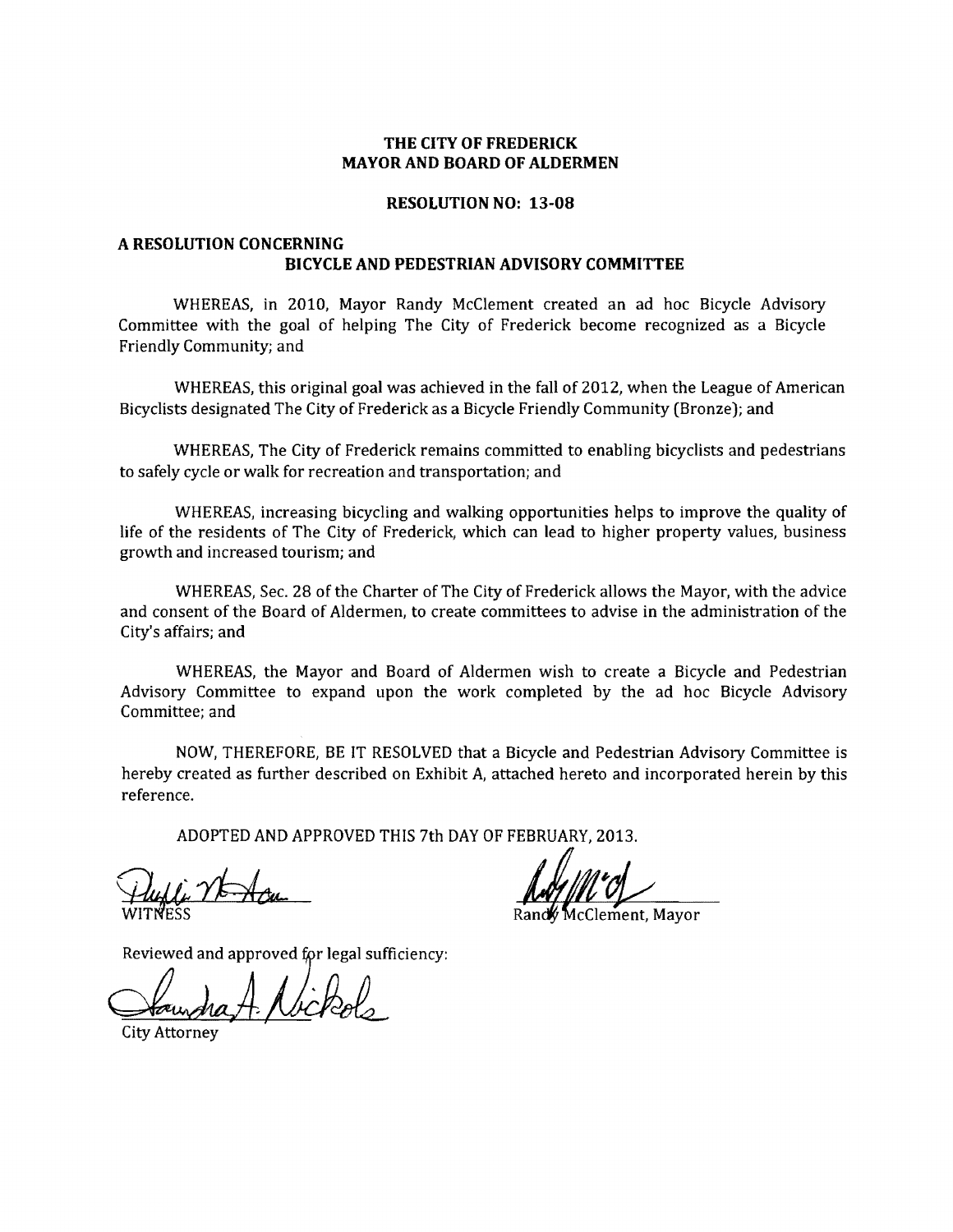**THE CITY OF FREDERICK**
**MAYOR AND BOARD OF ALDERMEN**

**RESOLUTION NO: 13-08**

**A RESOLUTION CONCERNING**
**BICYCLE AND PEDESTRIAN ADVISORY COMMITTEE**

WHEREAS, in 2010, Mayor Randy McClement created an ad hoc Bicycle Advisory Committee with the goal of helping The City of Frederick become recognized as a Bicycle Friendly Community; and

WHEREAS, this original goal was achieved in the fall of 2012, when the League of American Bicyclists designated The City of Frederick as a Bicycle Friendly Community (Bronze); and

WHEREAS, The City of Frederick remains committed to enabling bicyclists and pedestrians to safely cycle or walk for recreation and transportation; and

WHEREAS, increasing bicycling and walking opportunities helps to improve the quality of life of the residents of The City of Frederick, which can lead to higher property values, business growth and increased tourism; and

WHEREAS, Sec. 28 of the Charter of The City of Frederick allows the Mayor, with the advice and consent of the Board of Aldermen, to create committees to advise in the administration of the City's affairs; and

WHEREAS, the Mayor and Board of Aldermen wish to create a Bicycle and Pedestrian Advisory Committee to expand upon the work completed by the ad hoc Bicycle Advisory Committee; and

NOW, THEREFORE, BE IT RESOLVED that a Bicycle and Pedestrian Advisory Committee is hereby created as further described on Exhibit A, attached hereto and incorporated herein by this reference.

ADOPTED AND APPROVED THIS 7th DAY OF FEBRUARY, 2013.

WITNESS

Randy McClement, Mayor

Reviewed and approved for legal sufficiency:

City Attorney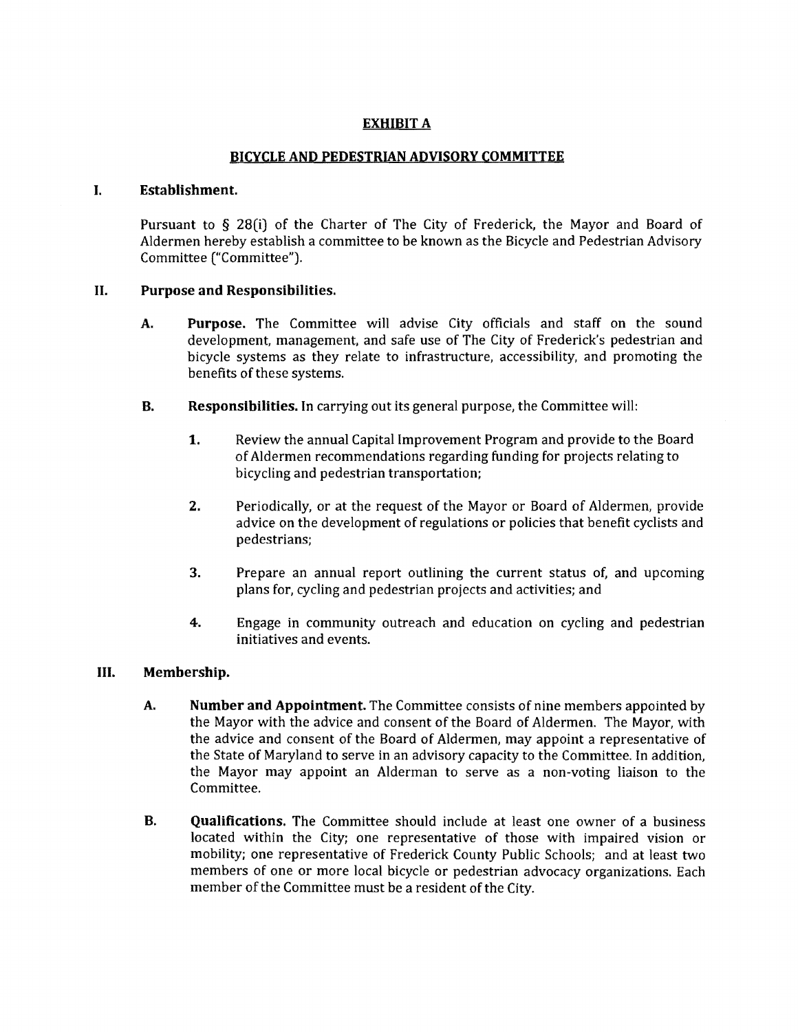# EXHIBIT A

## BICYCLE AND PEDESTRIAN ADVISORY COMMITTEE

### I. Establishment.

Pursuant to § 28(i) of the Charter of The City of Frederick, the Mayor and Board of Aldermen hereby establish a committee to be known as the Bicycle and Pedestrian Advisory Committee ("Committee").

### II. Purpose and Responsibilities.

**A. Purpose.** The Committee will advise City officials and staff on the sound development, management, and safe use of The City of Frederick's pedestrian and bicycle systems as they relate to infrastructure, accessibility, and promoting the benefits of these systems.

**B. Responsibilities.** In carrying out its general purpose, the Committee will:

1. Review the annual Capital Improvement Program and provide to the Board of Aldermen recommendations regarding funding for projects relating to bicycling and pedestrian transportation;

2. Periodically, or at the request of the Mayor or Board of Aldermen, provide advice on the development of regulations or policies that benefit cyclists and pedestrians;

3. Prepare an annual report outlining the current status of, and upcoming plans for, cycling and pedestrian projects and activities; and

4. Engage in community outreach and education on cycling and pedestrian initiatives and events.

### III. Membership.

**A. Number and Appointment.** The Committee consists of nine members appointed by the Mayor with the advice and consent of the Board of Aldermen. The Mayor, with the advice and consent of the Board of Aldermen, may appoint a representative of the State of Maryland to serve in an advisory capacity to the Committee. In addition, the Mayor may appoint an Alderman to serve as a non-voting liaison to the Committee.

**B. Qualifications.** The Committee should include at least one owner of a business located within the City; one representative of those with impaired vision or mobility; one representative of Frederick County Public Schools; and at least two members of one or more local bicycle or pedestrian advocacy organizations. Each member of the Committee must be a resident of the City.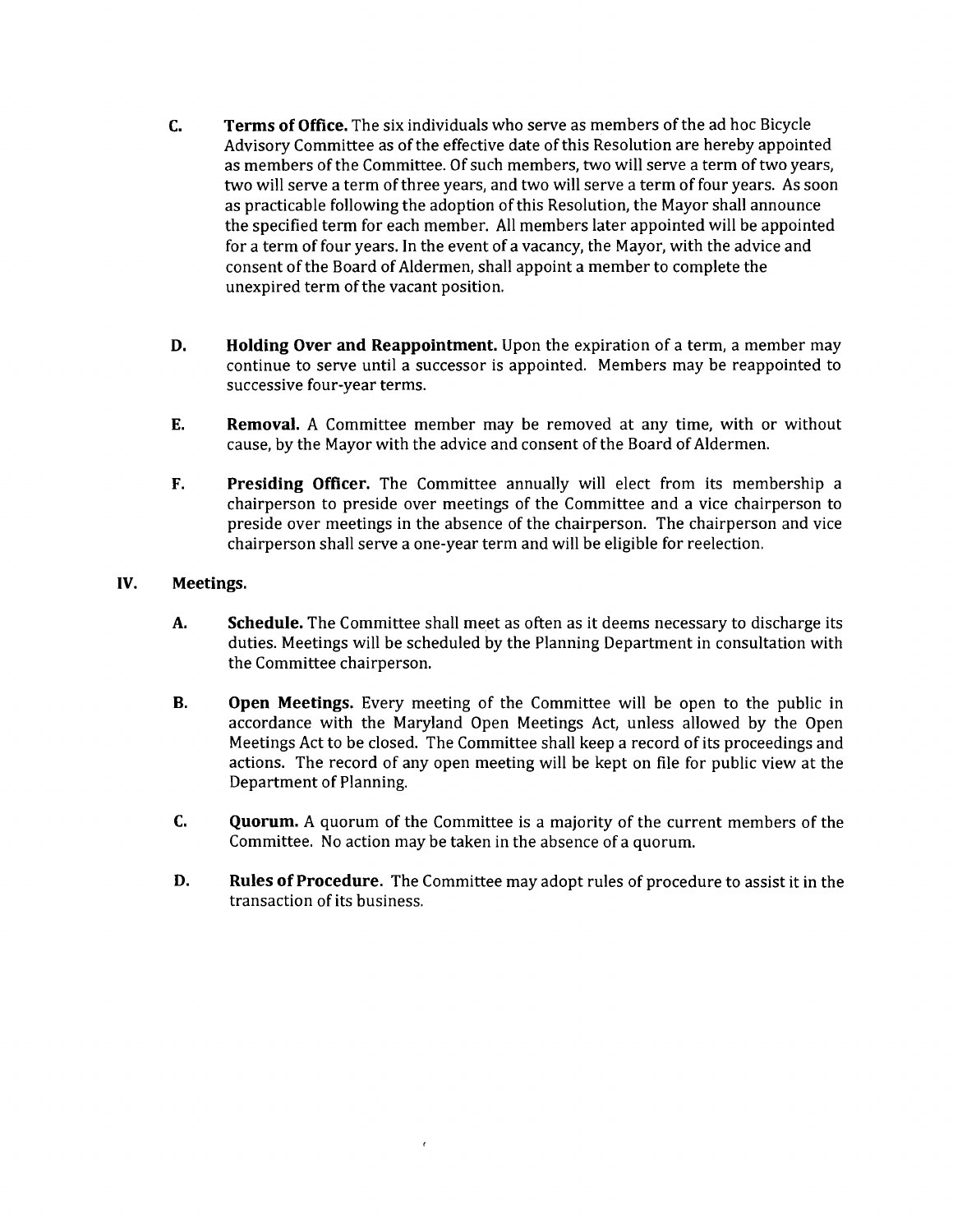C. **Terms of Office.** The six individuals who serve as members of the ad hoc Bicycle Advisory Committee as of the effective date of this Resolution are hereby appointed as members of the Committee. Of such members, two will serve a term of two years, two will serve a term of three years, and two will serve a term of four years. As soon as practicable following the adoption of this Resolution, the Mayor shall announce the specified term for each member. All members later appointed will be appointed for a term of four years. In the event of a vacancy, the Mayor, with the advice and consent of the Board of Aldermen, shall appoint a member to complete the unexpired term of the vacant position.

D. **Holding Over and Reappointment.** Upon the expiration of a term, a member may continue to serve until a successor is appointed. Members may be reappointed to successive four-year terms.

E. **Removal.** A Committee member may be removed at any time, with or without cause, by the Mayor with the advice and consent of the Board of Aldermen.

F. **Presiding Officer.** The Committee annually will elect from its membership a chairperson to preside over meetings of the Committee and a vice chairperson to preside over meetings in the absence of the chairperson. The chairperson and vice chairperson shall serve a one-year term and will be eligible for reelection.

## IV. Meetings.

A. **Schedule.** The Committee shall meet as often as it deems necessary to discharge its duties. Meetings will be scheduled by the Planning Department in consultation with the Committee chairperson.

B. **Open Meetings.** Every meeting of the Committee will be open to the public in accordance with the Maryland Open Meetings Act, unless allowed by the Open Meetings Act to be closed. The Committee shall keep a record of its proceedings and actions. The record of any open meeting will be kept on file for public view at the Department of Planning.

C. **Quorum.** A quorum of the Committee is a majority of the current members of the Committee. No action may be taken in the absence of a quorum.

D. **Rules of Procedure.** The Committee may adopt rules of procedure to assist it in the transaction of its business.